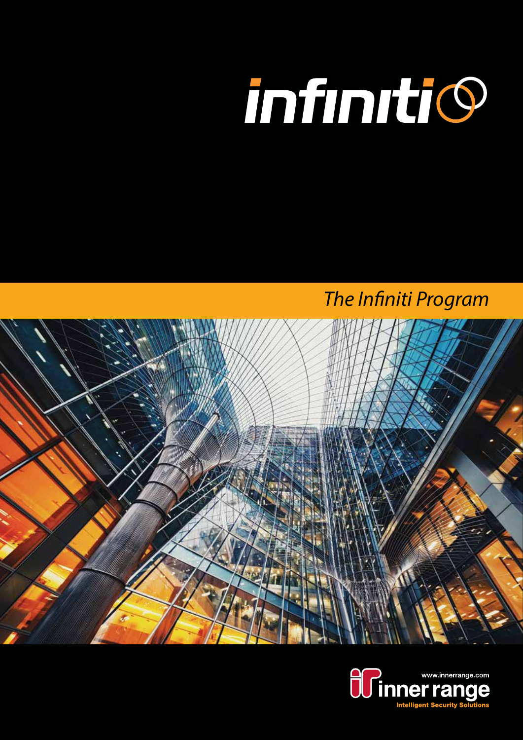# infiniti

*The Infiniti Program*

www.innerrange.com

inner range

Intelligent Security Solutions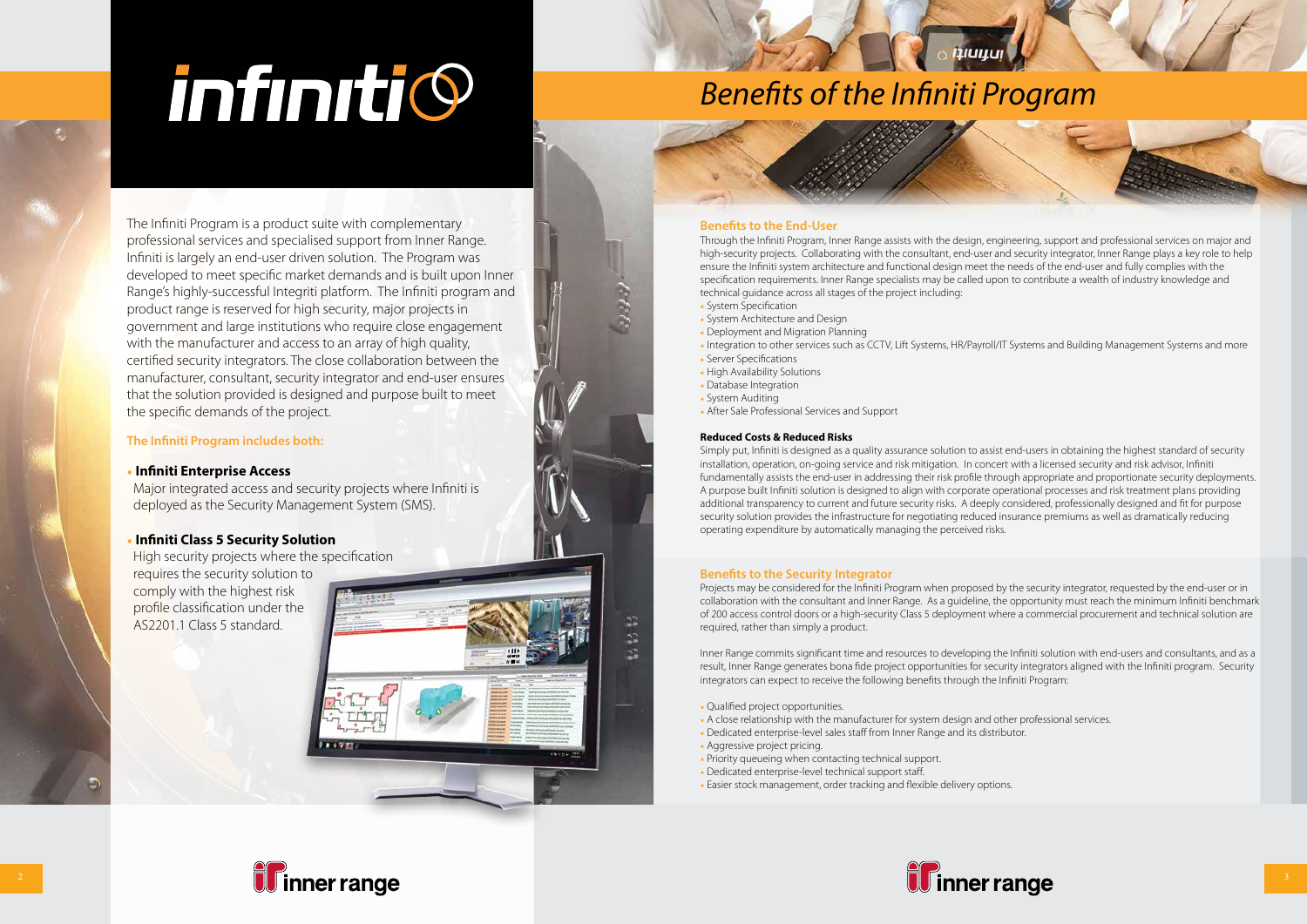# infiniti

The Infiniti Program is a product suite with complementary professional services and specialised support from Inner Range. Infiniti is largely an end-user driven solution. The Program was developed to meet specific market demands and is built upon Inner Range's highly-successful Integriti platform. The Infiniti program and product range is reserved for high security, major projects in government and large institutions who require close engagement with the manufacturer and access to an array of high quality, certified security integrators. The close collaboration between the manufacturer, consultant, security integrator and end-user ensures that the solution provided is designed and purpose built to meet the specific demands of the project.

**The Infiniti Program includes both:**

- **Infiniti Enterprise Access**
  Major integrated access and security projects where Infiniti is deployed as the Security Management System (SMS).
- **Infiniti Class 5 Security Solution**
  High security projects where the specification requires the security solution to comply with the highest risk profile classification under the AS2201.1 Class 5 standard.

# Benefits of the Infiniti Program

## Benefits to the End-User

Through the Infiniti Program, Inner Range assists with the design, engineering, support and professional services on major and high-security projects. Collaborating with the consultant, end-user and security integrator, Inner Range plays a key role to help ensure the Infiniti system architecture and functional design meet the needs of the end-user and fully complies with the specification requirements. Inner Range specialists may be called upon to contribute a wealth of industry knowledge and technical guidance across all stages of the project including:

- System Specification
- System Architecture and Design
- Deployment and Migration Planning
- Integration to other services such as CCTV, Lift Systems, HR/Payroll/IT Systems and Building Management Systems and more
- Server Specifications
- High Availability Solutions
- Database Integration
- System Auditing
- After Sale Professional Services and Support

### Reduced Costs & Reduced Risks

Simply put, Infiniti is designed as a quality assurance solution to assist end-users in obtaining the highest standard of security installation, operation, on-going service and risk mitigation. In concert with a licensed security and risk advisor, Infiniti fundamentally assists the end-user in addressing their risk profile through appropriate and proportionate security deployments. A purpose built Infiniti solution is designed to align with corporate operational processes and risk treatment plans providing additional transparency to current and future security risks. A deeply considered, professionally designed and fit for purpose security solution provides the infrastructure for negotiating reduced insurance premiums as well as dramatically reducing operating expenditure by automatically managing the perceived risks.

## Benefits to the Security Integrator

Projects may be considered for the Infiniti Program when proposed by the security integrator, requested by the end-user or in collaboration with the consultant and Inner Range. As a guideline, the opportunity must reach the minimum Infiniti benchmark of 200 access control doors or a high-security Class 5 deployment where a commercial procurement and technical solution are required, rather than simply a product.

Inner Range commits significant time and resources to developing the Infiniti solution with end-users and consultants, and as a result, Inner Range generates bona fide project opportunities for security integrators aligned with the Infiniti program. Security integrators can expect to receive the following benefits through the Infiniti Program:

- Qualified project opportunities.
- A close relationship with the manufacturer for system design and other professional services.
- Dedicated enterprise-level sales staff from Inner Range and its distributor.
- Aggressive project pricing.
- Priority queueing when contacting technical support.
- Dedicated enterprise-level technical support staff.
- Easier stock management, order tracking and flexible delivery options.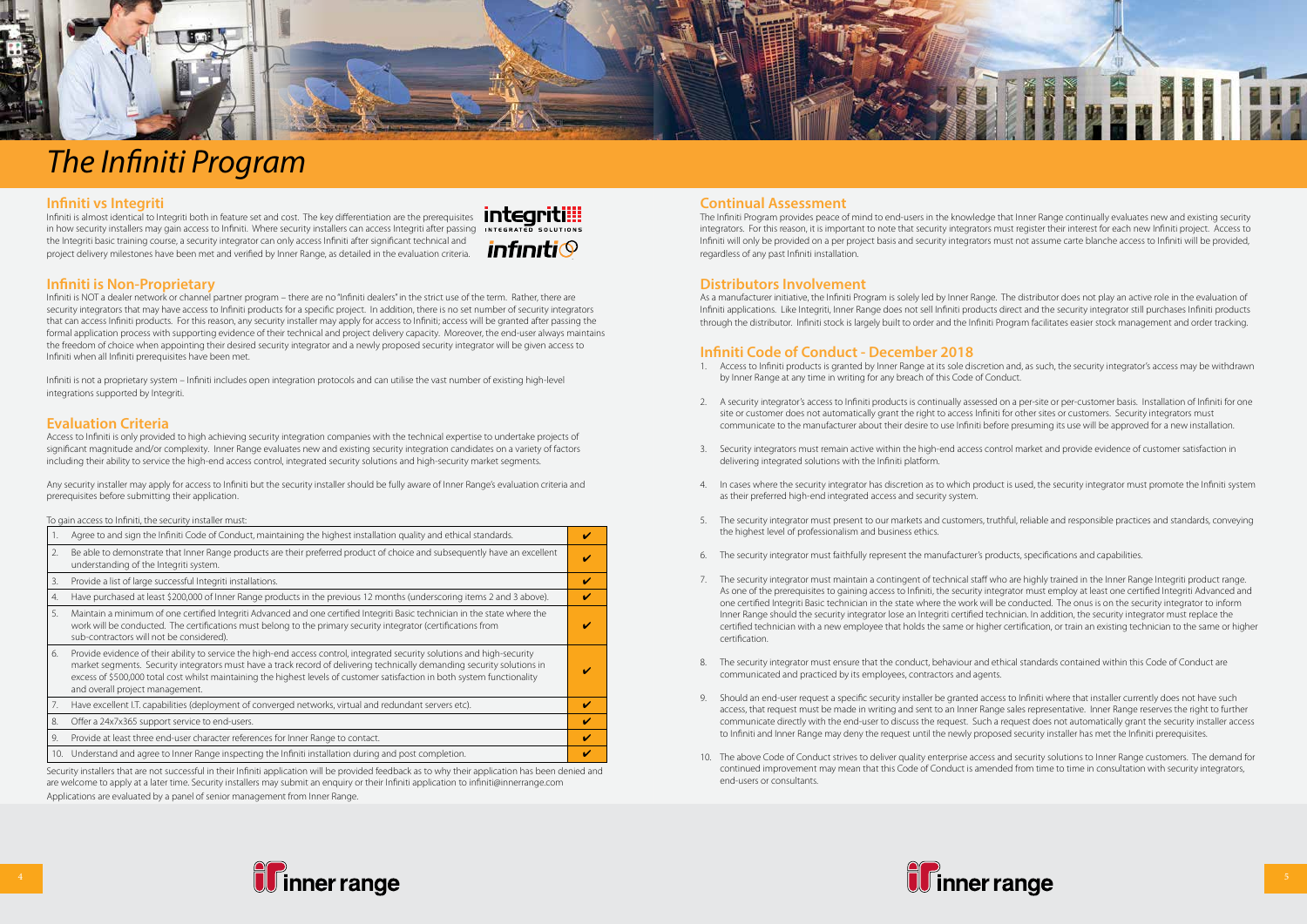# The Infiniti Program

## Infiniti vs Integriti

Infiniti is almost identical to Integriti both in feature set and cost. The key differentiation are the prerequisites in how security installers may gain access to Infiniti. Where security installers can access Integriti after passing the Integriti basic training course, a security integrator can only access Infiniti after significant technical and project delivery milestones have been met and verified by Inner Range, as detailed in the evaluation criteria.

## Infiniti is Non-Proprietary

Infiniti is NOT a dealer network or channel partner program – there are no "Infiniti dealers" in the strict use of the term. Rather, there are security integrators that may have access to Infiniti products for a specific project. In addition, there is no set number of security integrators that can access Infiniti products. For this reason, any security installer may apply for access to Infiniti; access will be granted after passing the formal application process with supporting evidence of their technical and project delivery capacity. Moreover, the end-user always maintains the freedom of choice when appointing their desired security integrator and a newly proposed security integrator will be given access to Infiniti when all Infiniti prerequisites have been met.

Infiniti is not a proprietary system – Infiniti includes open integration protocols and can utilise the vast number of existing high-level integrations supported by Integriti.

## Evaluation Criteria

Access to Infiniti is only provided to high achieving security integration companies with the technical expertise to undertake projects of significant magnitude and/or complexity. Inner Range evaluates new and existing security integration candidates on a variety of factors including their ability to service the high-end access control, integrated security solutions and high-security market segments.

Any security installer may apply for access to Infiniti but the security installer should be fully aware of Inner Range's evaluation criteria and prerequisites before submitting their application.

To gain access to Infiniti, the security installer must:

| # | Requirement | |
|---|---|---|
| 1. | Agree to and sign the Infiniti Code of Conduct, maintaining the highest installation quality and ethical standards. | ✔ |
| 2. | Be able to demonstrate that Inner Range products are their preferred product of choice and subsequently have an excellent understanding of the Integriti system. | ✔ |
| 3. | Provide a list of large successful Integriti installations. | ✔ |
| 4. | Have purchased at least $200,000 of Inner Range products in the previous 12 months (underscoring items 2 and 3 above). | ✔ |
| 5. | Maintain a minimum of one certified Integriti Advanced and one certified Integriti Basic technician in the state where the work will be conducted. The certifications must belong to the primary security integrator (certifications from sub-contractors will not be considered). | ✔ |
| 6. | Provide evidence of their ability to service the high-end access control, integrated security solutions and high-security market segments. Security integrators must have a track record of delivering technically demanding security solutions in excess of $500,000 total cost whilst maintaining the highest levels of customer satisfaction in both system functionality and overall project management. | ✔ |
| 7. | Have excellent I.T. capabilities (deployment of converged networks, virtual and redundant servers etc). | ✔ |
| 8. | Offer a 24x7x365 support service to end-users. | ✔ |
| 9. | Provide at least three end-user character references for Inner Range to contact. | ✔ |
| 10. | Understand and agree to Inner Range inspecting the Infiniti installation during and post completion. | ✔ |

Security installers that are not successful in their Infiniti application will be provided feedback as to why their application has been denied and are welcome to apply at a later time. Security installers may submit an enquiry or their Infiniti application to infiniti@innerrange.com

Applications are evaluated by a panel of senior management from Inner Range.

## Continual Assessment

The Infiniti Program provides peace of mind to end-users in the knowledge that Inner Range continually evaluates new and existing security integrators. For this reason, it is important to note that security integrators must register their interest for each new Infiniti project. Access to Infiniti will only be provided on a per project basis and security integrators must not assume carte blanche access to Infiniti will be provided, regardless of any past Infiniti installation.

## Distributors Involvement

As a manufacturer initiative, the Infiniti Program is solely led by Inner Range. The distributor does not play an active role in the evaluation of Infiniti applications. Like Integriti, Inner Range does not sell Infiniti products direct and the security integrator still purchases Infiniti products through the distributor. Infiniti stock is largely built to order and the Infiniti Program facilitates easier stock management and order tracking.

## Infiniti Code of Conduct - December 2018

1. Access to Infiniti products is granted by Inner Range at its sole discretion and, as such, the security integrator's access may be withdrawn by Inner Range at any time in writing for any breach of this Code of Conduct.

2. A security integrator's access to Infiniti products is continually assessed on a per-site or per-customer basis. Installation of Infiniti for one site or customer does not automatically grant the right to access Infiniti for other sites or customers. Security integrators must communicate to the manufacturer about their desire to use Infiniti before presuming its use will be approved for a new installation.

3. Security integrators must remain active within the high-end access control market and provide evidence of customer satisfaction in delivering integrated solutions with the Infiniti platform.

4. In cases where the security integrator has discretion as to which product is used, the security integrator must promote the Infiniti system as their preferred high-end integrated access and security system.

5. The security integrator must present to our markets and customers, truthful, reliable and responsible practices and standards, conveying the highest level of professionalism and business ethics.

6. The security integrator must faithfully represent the manufacturer's products, specifications and capabilities.

7. The security integrator must maintain a contingent of technical staff who are highly trained in the Inner Range Integriti product range. As one of the prerequisites to gaining access to Infiniti, the security integrator must employ at least one certified Integriti Advanced and one certified Integriti Basic technician in the state where the work will be conducted. The onus is on the security integrator to inform Inner Range should the security integrator lose an Integriti certified technician. In addition, the security integrator must replace the certified technician with a new employee that holds the same or higher certification, or train an existing technician to the same or higher certification.

8. The security integrator must ensure that the conduct, behaviour and ethical standards contained within this Code of Conduct are communicated and practiced by its employees, contractors and agents.

9. Should an end-user request a specific security installer be granted access to Infiniti where that installer currently does not have such access, that request must be made in writing and sent to an Inner Range sales representative. Inner Range reserves the right to further communicate directly with the end-user to discuss the request. Such a request does not automatically grant the security installer access to Infiniti and Inner Range may deny the request until the newly proposed security installer has met the Infiniti prerequisites.

10. The above Code of Conduct strives to deliver quality enterprise access and security solutions to Inner Range customers. The demand for continued improvement may mean that this Code of Conduct is amended from time to time in consultation with security integrators, end-users or consultants.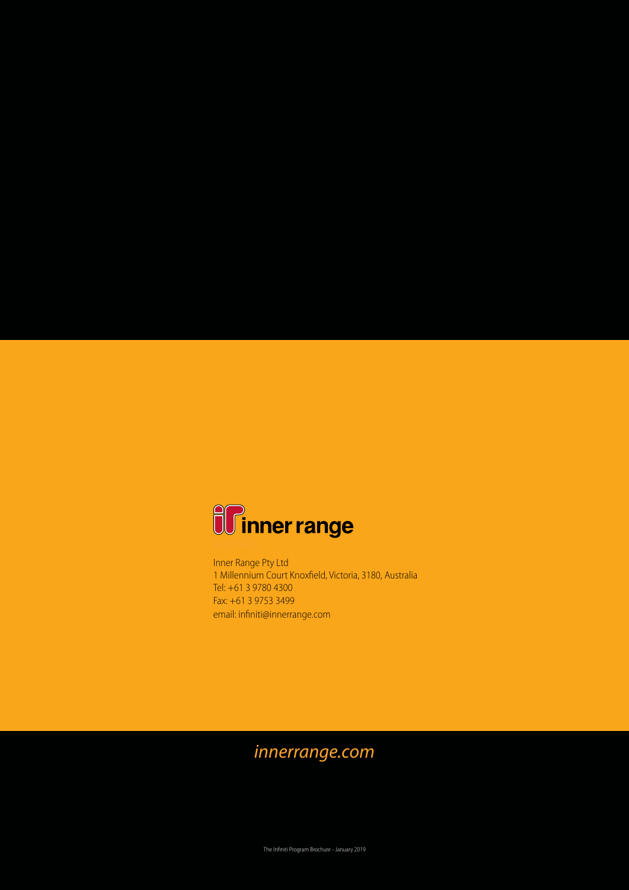inner range

Inner Range Pty Ltd
1 Millennium Court Knoxfield, Victoria, 3180, Australia
Tel: +61 3 9780 4300
Fax: +61 3 9753 3499
email: infiniti@innerrange.com

*innerrange.com*

The Infiniti Program Brochure - January 2019